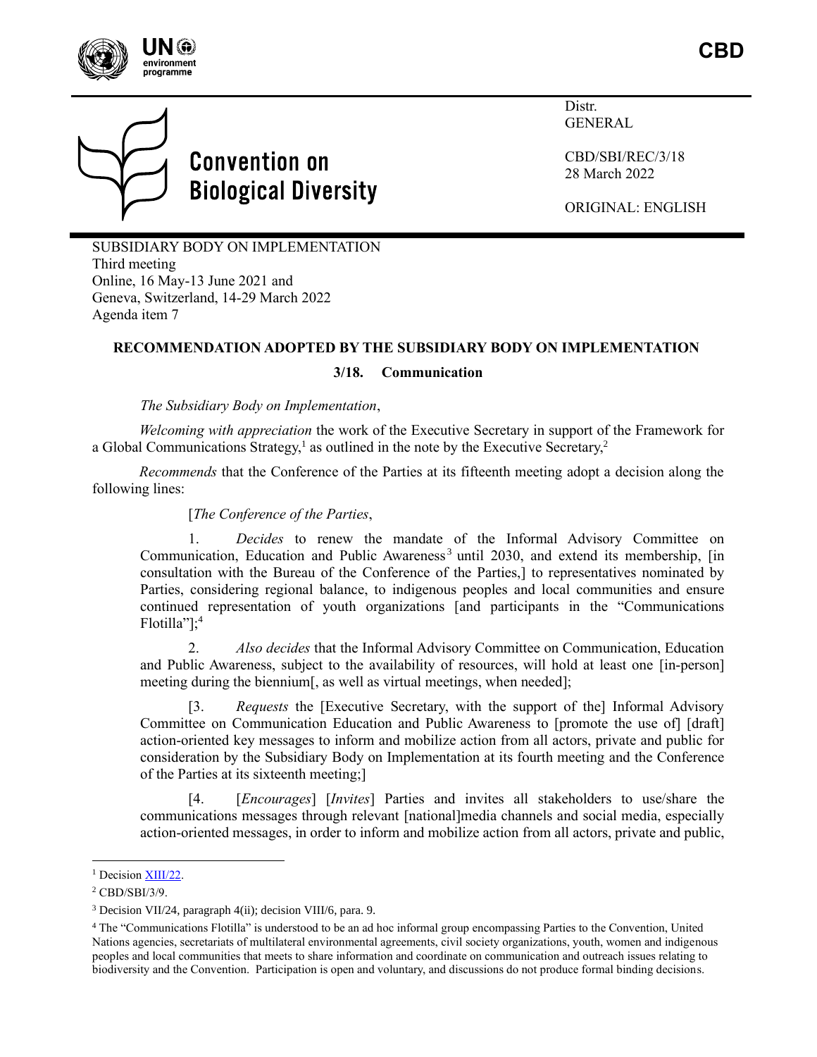CBD

Convention on Biological Diversity

Distr.
GENERAL

CBD/SBI/REC/3/18
28 March 2022

ORIGINAL: ENGLISH

SUBSIDIARY BODY ON IMPLEMENTATION
Third meeting
Online, 16 May-13 June 2021 and
Geneva, Switzerland, 14-29 March 2022
Agenda item 7

## RECOMMENDATION ADOPTED BY THE SUBSIDIARY BODY ON IMPLEMENTATION

### 3/18. Communication

*The Subsidiary Body on Implementation*,

*Welcoming with appreciation* the work of the Executive Secretary in support of the Framework for a Global Communications Strategy,[1] as outlined in the note by the Executive Secretary,[2]

*Recommends* that the Conference of the Parties at its fifteenth meeting adopt a decision along the following lines:

[*The Conference of the Parties*,

1. *Decides* to renew the mandate of the Informal Advisory Committee on Communication, Education and Public Awareness[3] until 2030, and extend its membership, [in consultation with the Bureau of the Conference of the Parties,] to representatives nominated by Parties, considering regional balance, to indigenous peoples and local communities and ensure continued representation of youth organizations [and participants in the "Communications Flotilla"];[4]

2. *Also decides* that the Informal Advisory Committee on Communication, Education and Public Awareness, subject to the availability of resources, will hold at least one [in-person] meeting during the biennium[, as well as virtual meetings, when needed];

[3. *Requests* the [Executive Secretary, with the support of the] Informal Advisory Committee on Communication Education and Public Awareness to [promote the use of] [draft] action-oriented key messages to inform and mobilize action from all actors, private and public for consideration by the Subsidiary Body on Implementation at its fourth meeting and the Conference of the Parties at its sixteenth meeting;]

[4. [*Encourages*] [*Invites*] Parties and invites all stakeholders to use/share the communications messages through relevant [national]media channels and social media, especially action-oriented messages, in order to inform and mobilize action from all actors, private and public,

---

[1] Decision XIII/22.

[2] CBD/SBI/3/9.

[3] Decision VII/24, paragraph 4(ii); decision VIII/6, para. 9.

[4] The "Communications Flotilla" is understood to be an ad hoc informal group encompassing Parties to the Convention, United Nations agencies, secretariats of multilateral environmental agreements, civil society organizations, youth, women and indigenous peoples and local communities that meets to share information and coordinate on communication and outreach issues relating to biodiversity and the Convention. Participation is open and voluntary, and discussions do not produce formal binding decisions.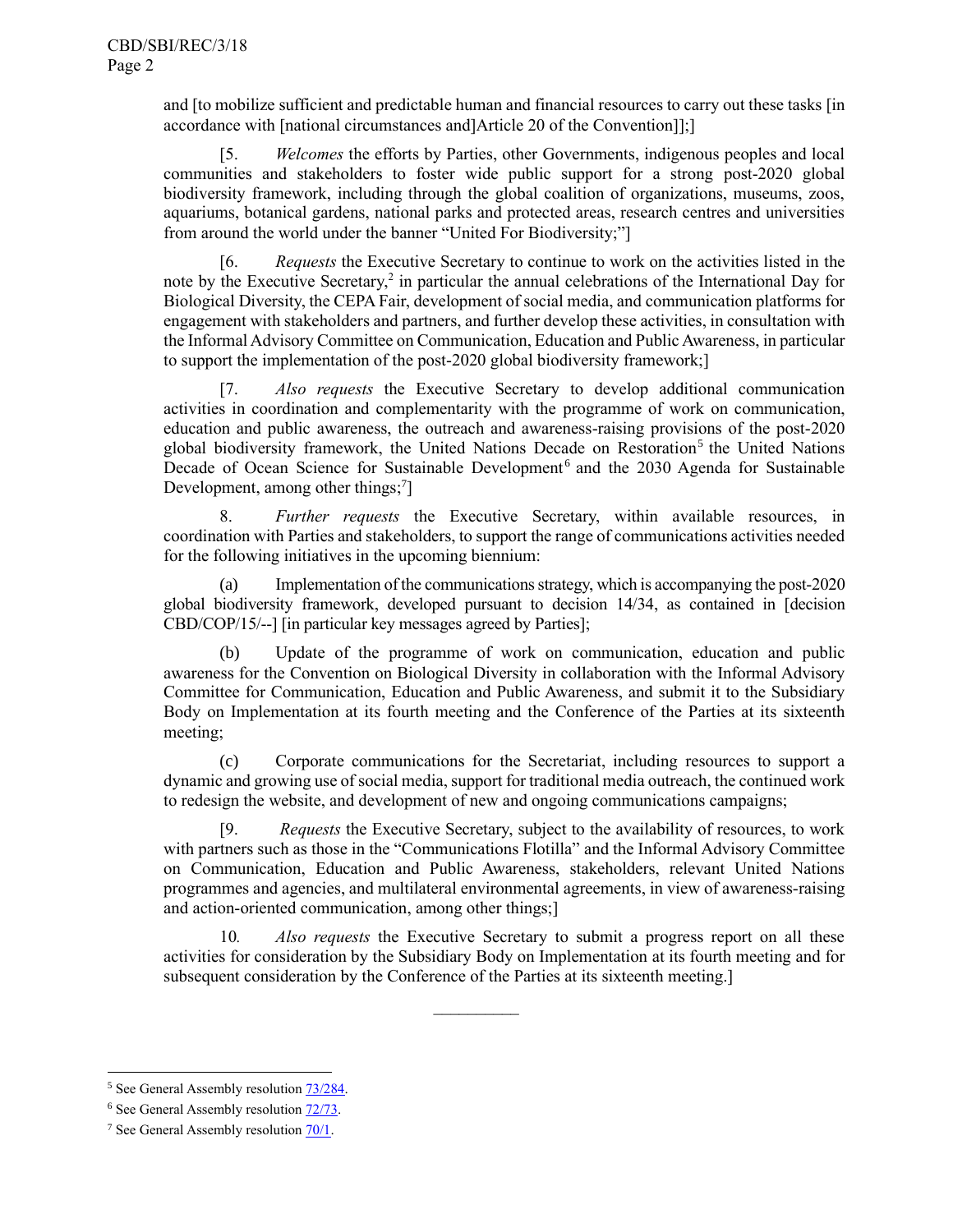and [to mobilize sufficient and predictable human and financial resources to carry out these tasks [in accordance with [national circumstances and]Article 20 of the Convention]];]

[5. *Welcomes* the efforts by Parties, other Governments, indigenous peoples and local communities and stakeholders to foster wide public support for a strong post-2020 global biodiversity framework, including through the global coalition of organizations, museums, zoos, aquariums, botanical gardens, national parks and protected areas, research centres and universities from around the world under the banner "United For Biodiversity;"]

[6. *Requests* the Executive Secretary to continue to work on the activities listed in the note by the Executive Secretary,[2] in particular the annual celebrations of the International Day for Biological Diversity, the CEPA Fair, development of social media, and communication platforms for engagement with stakeholders and partners, and further develop these activities, in consultation with the Informal Advisory Committee on Communication, Education and Public Awareness, in particular to support the implementation of the post-2020 global biodiversity framework;]

[7. *Also requests* the Executive Secretary to develop additional communication activities in coordination and complementarity with the programme of work on communication, education and public awareness, the outreach and awareness-raising provisions of the post-2020 global biodiversity framework, the United Nations Decade on Restoration[5] the United Nations Decade of Ocean Science for Sustainable Development[6] and the 2030 Agenda for Sustainable Development, among other things;[7]]

8. *Further requests* the Executive Secretary, within available resources, in coordination with Parties and stakeholders, to support the range of communications activities needed for the following initiatives in the upcoming biennium:

(a) Implementation of the communications strategy, which is accompanying the post-2020 global biodiversity framework, developed pursuant to decision 14/34, as contained in [decision CBD/COP/15/--] [in particular key messages agreed by Parties];

(b) Update of the programme of work on communication, education and public awareness for the Convention on Biological Diversity in collaboration with the Informal Advisory Committee for Communication, Education and Public Awareness, and submit it to the Subsidiary Body on Implementation at its fourth meeting and the Conference of the Parties at its sixteenth meeting;

(c) Corporate communications for the Secretariat, including resources to support a dynamic and growing use of social media, support for traditional media outreach, the continued work to redesign the website, and development of new and ongoing communications campaigns;

[9. *Requests* the Executive Secretary, subject to the availability of resources, to work with partners such as those in the "Communications Flotilla" and the Informal Advisory Committee on Communication, Education and Public Awareness, stakeholders, relevant United Nations programmes and agencies, and multilateral environmental agreements, in view of awareness-raising and action-oriented communication, among other things;]

10. *Also requests* the Executive Secretary to submit a progress report on all these activities for consideration by the Subsidiary Body on Implementation at its fourth meeting and for subsequent consideration by the Conference of the Parties at its sixteenth meeting.]

__________

[5] See General Assembly resolution 73/284.

[6] See General Assembly resolution 72/73.

[7] See General Assembly resolution 70/1.